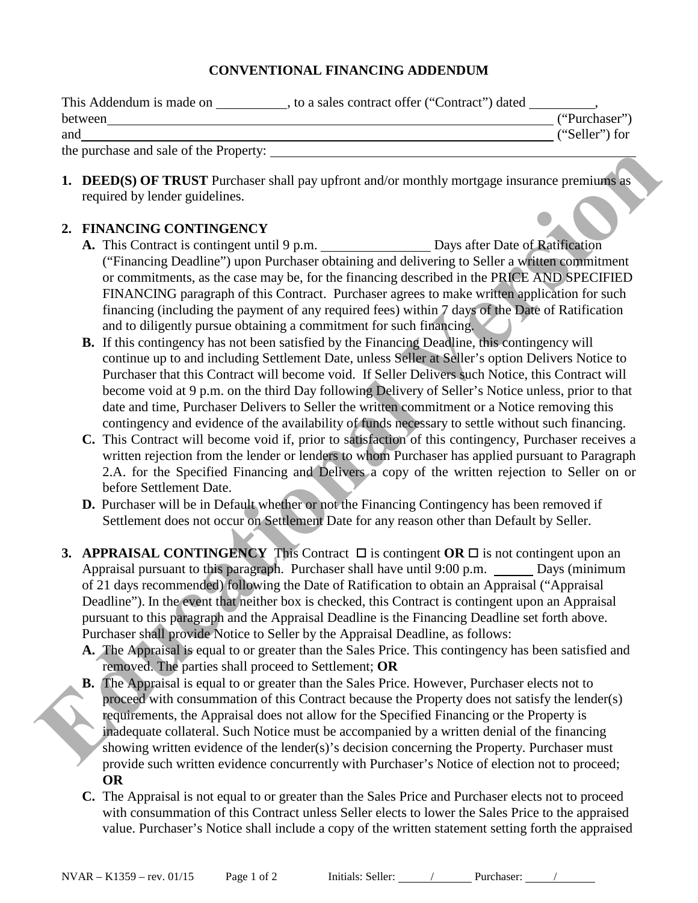# CONVENTIONAL FINANCING ADDENDUM

This Addendum is made on __________, to a sales contract offer ("Contract") dated __________, between ______________________________________________ ("Purchaser") and ______________________________________________ ("Seller") for the purchase and sale of the Property: ______________________________________________

1. **DEED(S) OF TRUST** Purchaser shall pay upfront and/or monthly mortgage insurance premiums as required by lender guidelines.

2. **FINANCING CONTINGENCY**
   - **A.** This Contract is contingent until 9 p.m. ________________ Days after Date of Ratification ("Financing Deadline") upon Purchaser obtaining and delivering to Seller a written commitment or commitments, as the case may be, for the financing described in the PRICE AND SPECIFIED FINANCING paragraph of this Contract. Purchaser agrees to make written application for such financing (including the payment of any required fees) within 7 days of the Date of Ratification and to diligently pursue obtaining a commitment for such financing.
   - **B.** If this contingency has not been satisfied by the Financing Deadline, this contingency will continue up to and including Settlement Date, unless Seller at Seller's option Delivers Notice to Purchaser that this Contract will become void. If Seller Delivers such Notice, this Contract will become void at 9 p.m. on the third Day following Delivery of Seller's Notice unless, prior to that date and time, Purchaser Delivers to Seller the written commitment or a Notice removing this contingency and evidence of the availability of funds necessary to settle without such financing.
   - **C.** This Contract will become void if, prior to satisfaction of this contingency, Purchaser receives a written rejection from the lender or lenders to whom Purchaser has applied pursuant to Paragraph 2.A. for the Specified Financing and Delivers a copy of the written rejection to Seller on or before Settlement Date.
   - **D.** Purchaser will be in Default whether or not the Financing Contingency has been removed if Settlement does not occur on Settlement Date for any reason other than Default by Seller.

3. **APPRAISAL CONTINGENCY** This Contract ☐ is contingent **OR** ☐ is not contingent upon an Appraisal pursuant to this paragraph. Purchaser shall have until 9:00 p.m. ______ Days (minimum of 21 days recommended) following the Date of Ratification to obtain an Appraisal ("Appraisal Deadline"). In the event that neither box is checked, this Contract is contingent upon an Appraisal pursuant to this paragraph and the Appraisal Deadline is the Financing Deadline set forth above. Purchaser shall provide Notice to Seller by the Appraisal Deadline, as follows:
   - **A.** The Appraisal is equal to or greater than the Sales Price. This contingency has been satisfied and removed. The parties shall proceed to Settlement; **OR**
   - **B.** The Appraisal is equal to or greater than the Sales Price. However, Purchaser elects not to proceed with consummation of this Contract because the Property does not satisfy the lender(s) requirements, the Appraisal does not allow for the Specified Financing or the Property is inadequate collateral. Such Notice must be accompanied by a written denial of the financing showing written evidence of the lender(s)'s decision concerning the Property. Purchaser must provide such written evidence concurrently with Purchaser's Notice of election not to proceed; **OR**
   - **C.** The Appraisal is not equal to or greater than the Sales Price and Purchaser elects not to proceed with consummation of this Contract unless Seller elects to lower the Sales Price to the appraised value. Purchaser's Notice shall include a copy of the written statement setting forth the appraised

NVAR – K1359 – rev. 01/15 Initials: Seller: ____/____ Purchaser: ____/____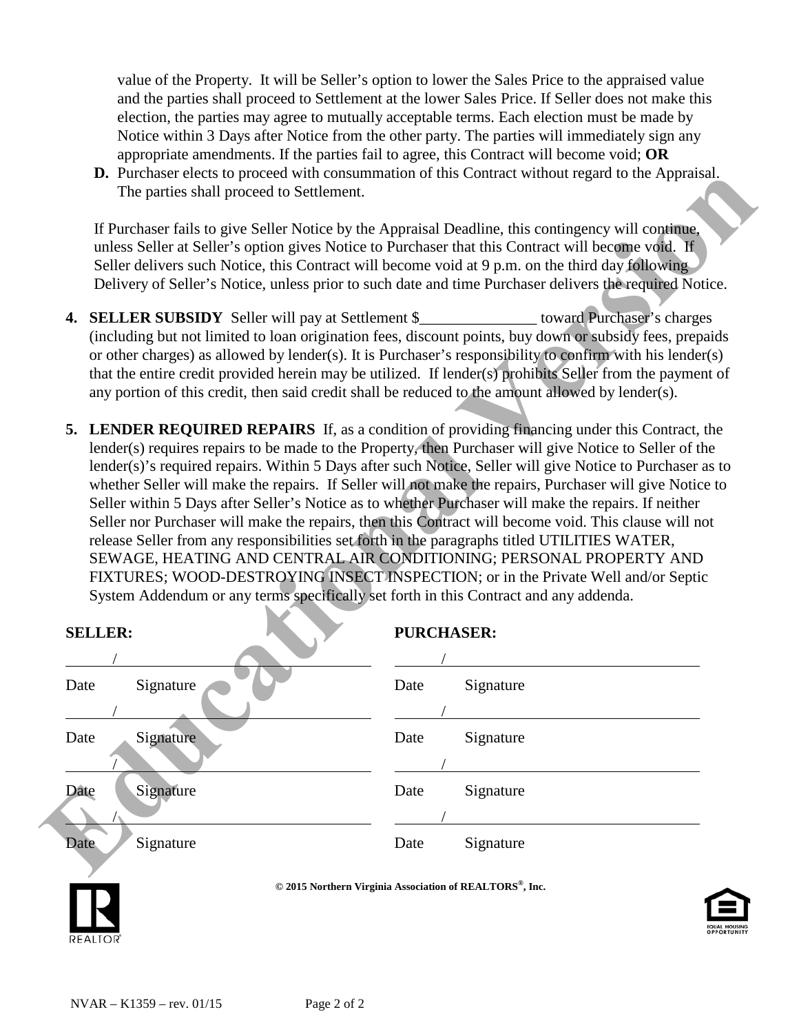value of the Property. It will be Seller's option to lower the Sales Price to the appraised value and the parties shall proceed to Settlement at the lower Sales Price. If Seller does not make this election, the parties may agree to mutually acceptable terms. Each election must be made by Notice within 3 Days after Notice from the other party. The parties will immediately sign any appropriate amendments. If the parties fail to agree, this Contract will become void; **OR**

**D.** Purchaser elects to proceed with consummation of this Contract without regard to the Appraisal. The parties shall proceed to Settlement.

If Purchaser fails to give Seller Notice by the Appraisal Deadline, this contingency will continue, unless Seller at Seller's option gives Notice to Purchaser that this Contract will become void. If Seller delivers such Notice, this Contract will become void at 9 p.m. on the third day following Delivery of Seller's Notice, unless prior to such date and time Purchaser delivers the required Notice.

4. **SELLER SUBSIDY** Seller will pay at Settlement $_______________ toward Purchaser's charges (including but not limited to loan origination fees, discount points, buy down or subsidy fees, prepaids or other charges) as allowed by lender(s). It is Purchaser's responsibility to confirm with his lender(s) that the entire credit provided herein may be utilized. If lender(s) prohibits Seller from the payment of any portion of this credit, then said credit shall be reduced to the amount allowed by lender(s).

5. **LENDER REQUIRED REPAIRS** If, as a condition of providing financing under this Contract, the lender(s) requires repairs to be made to the Property, then Purchaser will give Notice to Seller of the lender(s)'s required repairs. Within 5 Days after such Notice, Seller will give Notice to Purchaser as to whether Seller will make the repairs. If Seller will not make the repairs, Purchaser will give Notice to Seller within 5 Days after Seller's Notice as to whether Purchaser will make the repairs. If neither Seller nor Purchaser will make the repairs, then this Contract will become void. This clause will not release Seller from any responsibilities set forth in the paragraphs titled UTILITIES WATER, SEWAGE, HEATING AND CENTRAL AIR CONDITIONING; PERSONAL PROPERTY AND FIXTURES; WOOD-DESTROYING INSECT INSPECTION; or in the Private Well and/or Septic System Addendum or any terms specifically set forth in this Contract and any addenda.

| **SELLER:** | **PURCHASER:** |
|---|---|
| / | / |
| Date Signature | Date Signature |
| / | / |
| Date Signature | Date Signature |
| / | / |
| Date Signature | Date Signature |
| / | / |
| Date Signature | Date Signature |

**© 2015 Northern Virginia Association of REALTORS®, Inc.**

NVAR – K1359 – rev. 01/15

Educational Version